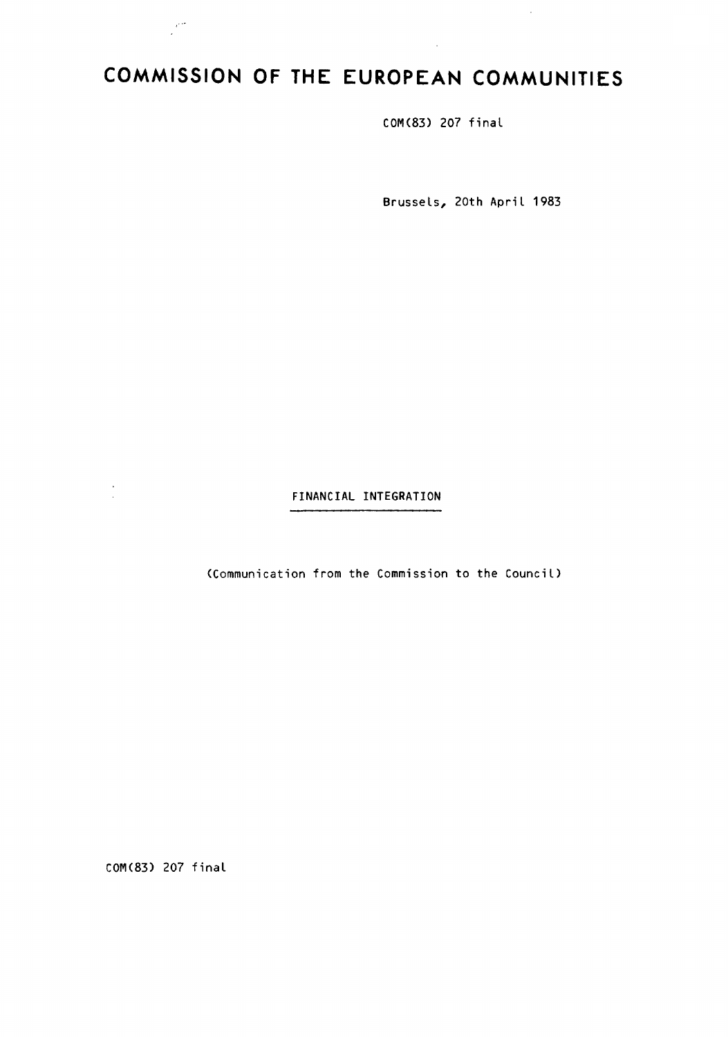# COMMISSION OF THE EUROPEAN COMMUNITIES

COM(83) 207 final

Brussels, 20th April 1983

FINANCIAL INTEGRATION

(Communication from the Commission to the Council)

COM(83) 207 final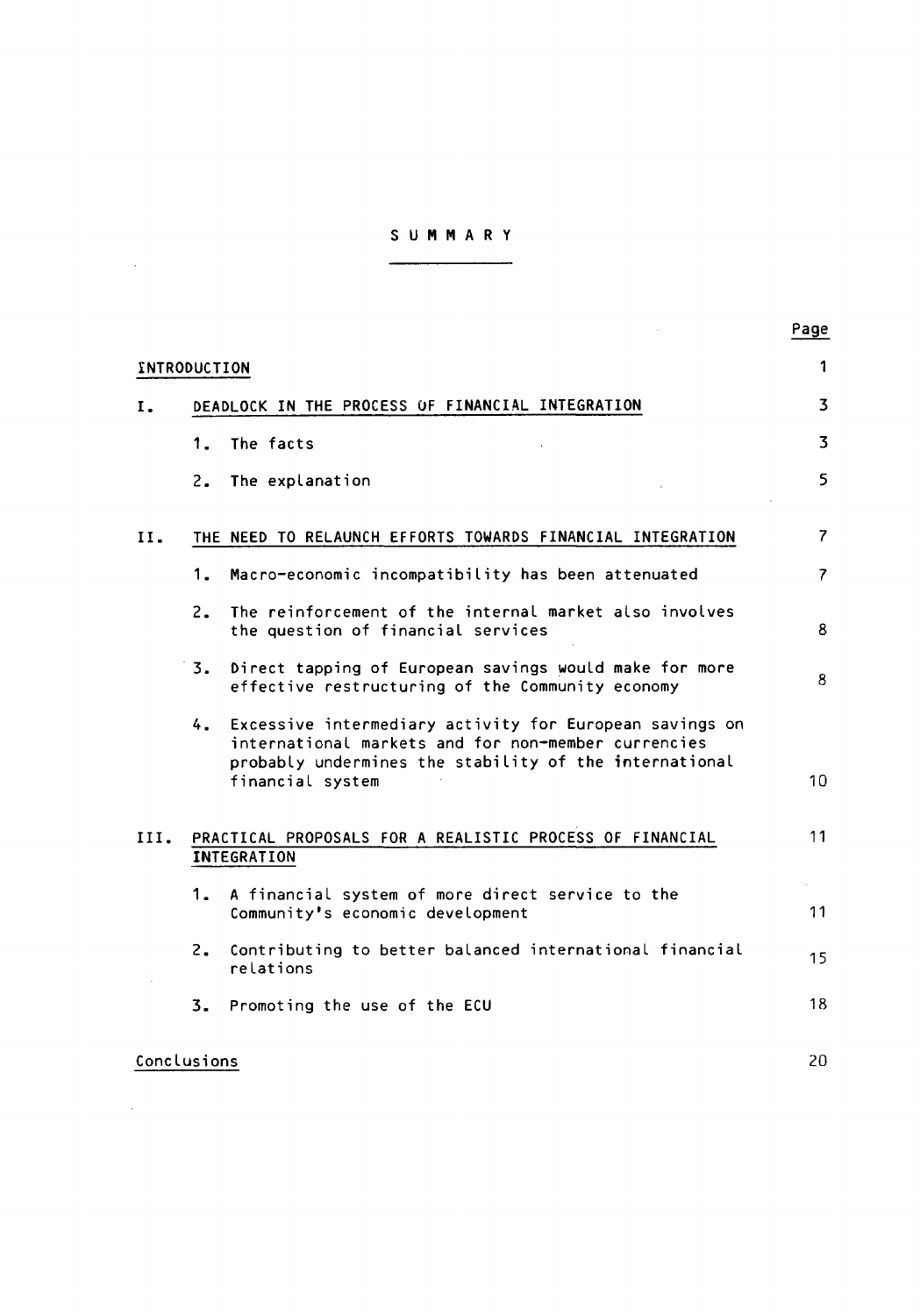# SUMMARY

| | | Page |
|---|---|---|
| INTRODUCTION | | 1 |
| I. | DEADLOCK IN THE PROCESS OF FINANCIAL INTEGRATION | 3 |
| | 1. The facts | 3 |
| | 2. The explanation | 5 |
| II. | THE NEED TO RELAUNCH EFFORTS TOWARDS FINANCIAL INTEGRATION | 7 |
| | 1. Macro-economic incompatibility has been attenuated | 7 |
| | 2. The reinforcement of the internal market also involves the question of financial services | 8 |
| | 3. Direct tapping of European savings would make for more effective restructuring of the Community economy | 8 |
| | 4. Excessive intermediary activity for European savings on international markets and for non-member currencies probably undermines the stability of the international financial system | 10 |
| III. | PRACTICAL PROPOSALS FOR A REALISTIC PROCESS OF FINANCIAL INTEGRATION | 11 |
| | 1. A financial system of more direct service to the Community's economic development | 11 |
| | 2. Contributing to better balanced international financial relations | 15 |
| | 3. Promoting the use of the ECU | 18 |
| Conclusions | | 20 |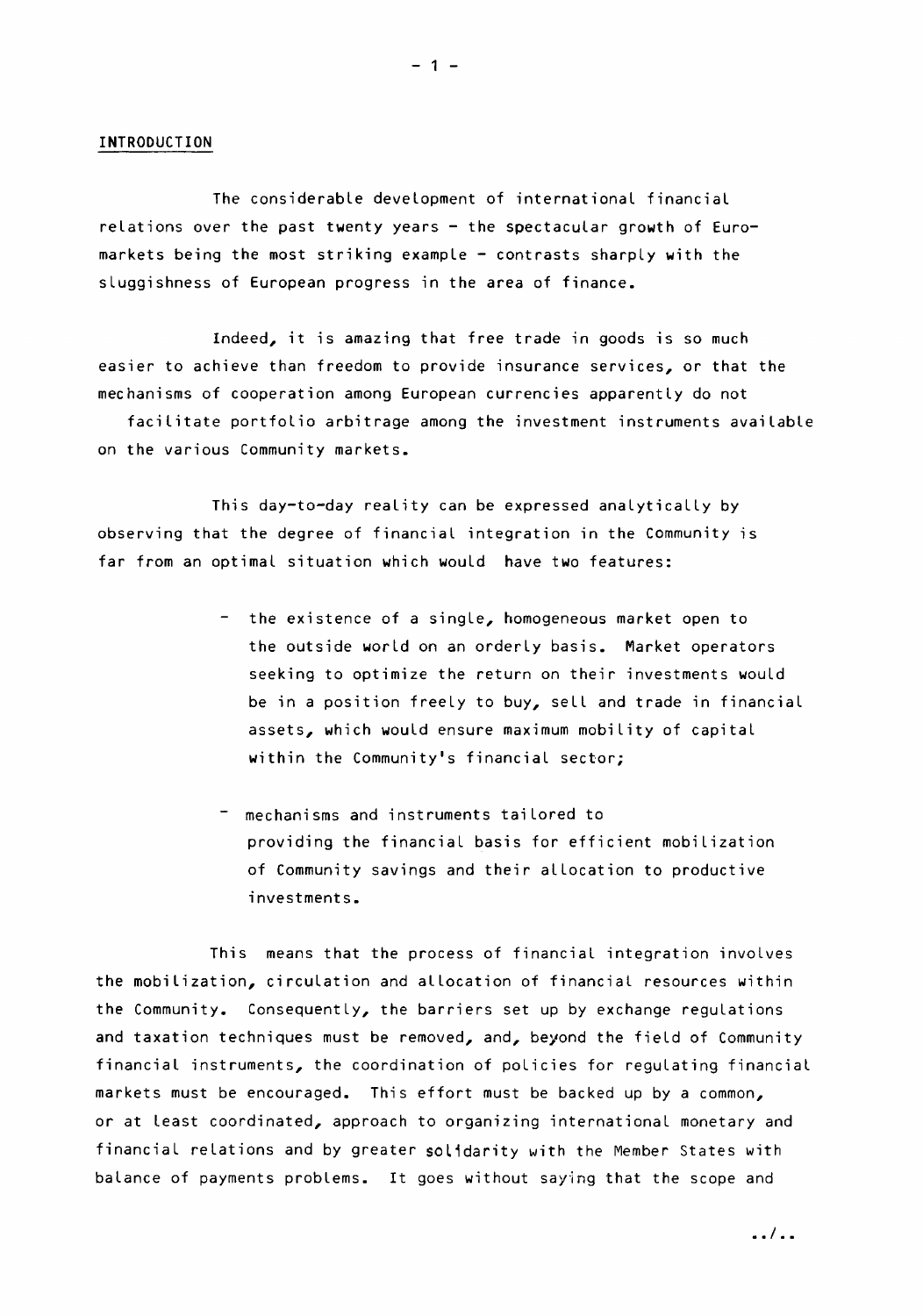## INTRODUCTION

The considerable development of international financial relations over the past twenty years - the spectacular growth of Euro-markets being the most striking example - contrasts sharply with the sluggishness of European progress in the area of finance.

Indeed, it is amazing that free trade in goods is so much easier to achieve than freedom to provide insurance services, or that the mechanisms of cooperation among European currencies apparently do not facilitate portfolio arbitrage among the investment instruments available on the various Community markets.

This day-to-day reality can be expressed analytically by observing that the degree of financial integration in the Community is far from an optimal situation which would have two features:

- the existence of a single, homogeneous market open to the outside world on an orderly basis. Market operators seeking to optimize the return on their investments would be in a position freely to buy, sell and trade in financial assets, which would ensure maximum mobility of capital within the Community's financial sector;

- mechanisms and instruments tailored to providing the financial basis for efficient mobilization of Community savings and their allocation to productive investments.

This means that the process of financial integration involves the mobilization, circulation and allocation of financial resources within the Community. Consequently, the barriers set up by exchange regulations and taxation techniques must be removed, and, beyond the field of Community financial instruments, the coordination of policies for regulating financial markets must be encouraged. This effort must be backed up by a common, or at least coordinated, approach to organizing international monetary and financial relations and by greater solidarity with the Member States with balance of payments problems. It goes without saying that the scope and

../..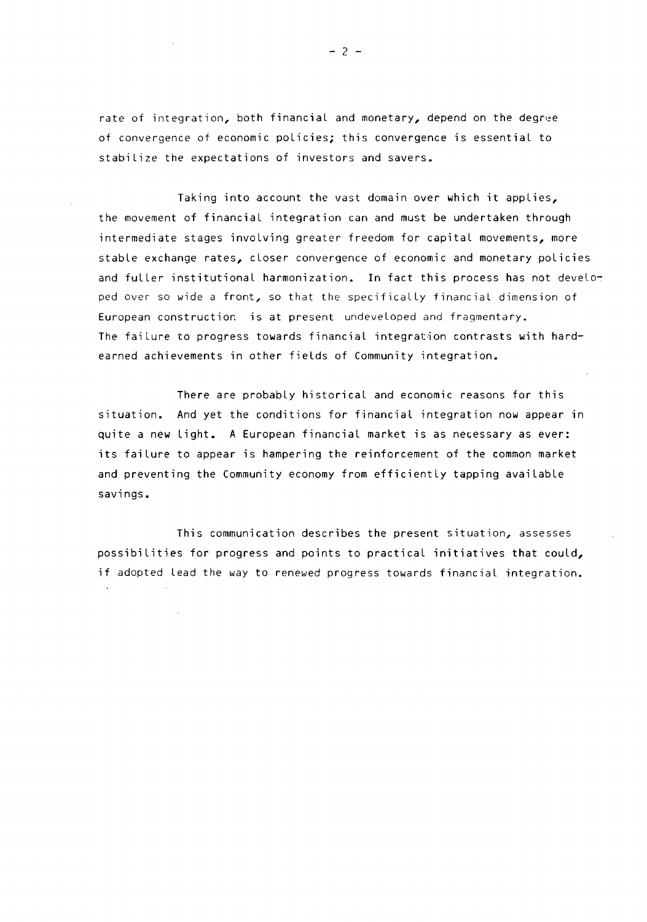rate of integration, both financial and monetary, depend on the degree of convergence of economic policies; this convergence is essential to stabilize the expectations of investors and savers.

Taking into account the vast domain over which it applies, the movement of financial integration can and must be undertaken through intermediate stages involving greater freedom for capital movements, more stable exchange rates, closer convergence of economic and monetary policies and fuller institutional harmonization. In fact this process has not developed over so wide a front, so that the specifically financial dimension of European construction is at present undeveloped and fragmentary. The failure to progress towards financial integration contrasts with hard-earned achievements in other fields of Community integration.

There are probably historical and economic reasons for this situation. And yet the conditions for financial integration now appear in quite a new light. A European financial market is as necessary as ever: its failure to appear is hampering the reinforcement of the common market and preventing the Community economy from efficiently tapping available savings.

This communication describes the present situation, assesses possibilities for progress and points to practical initiatives that could, if adopted lead the way to renewed progress towards financial integration.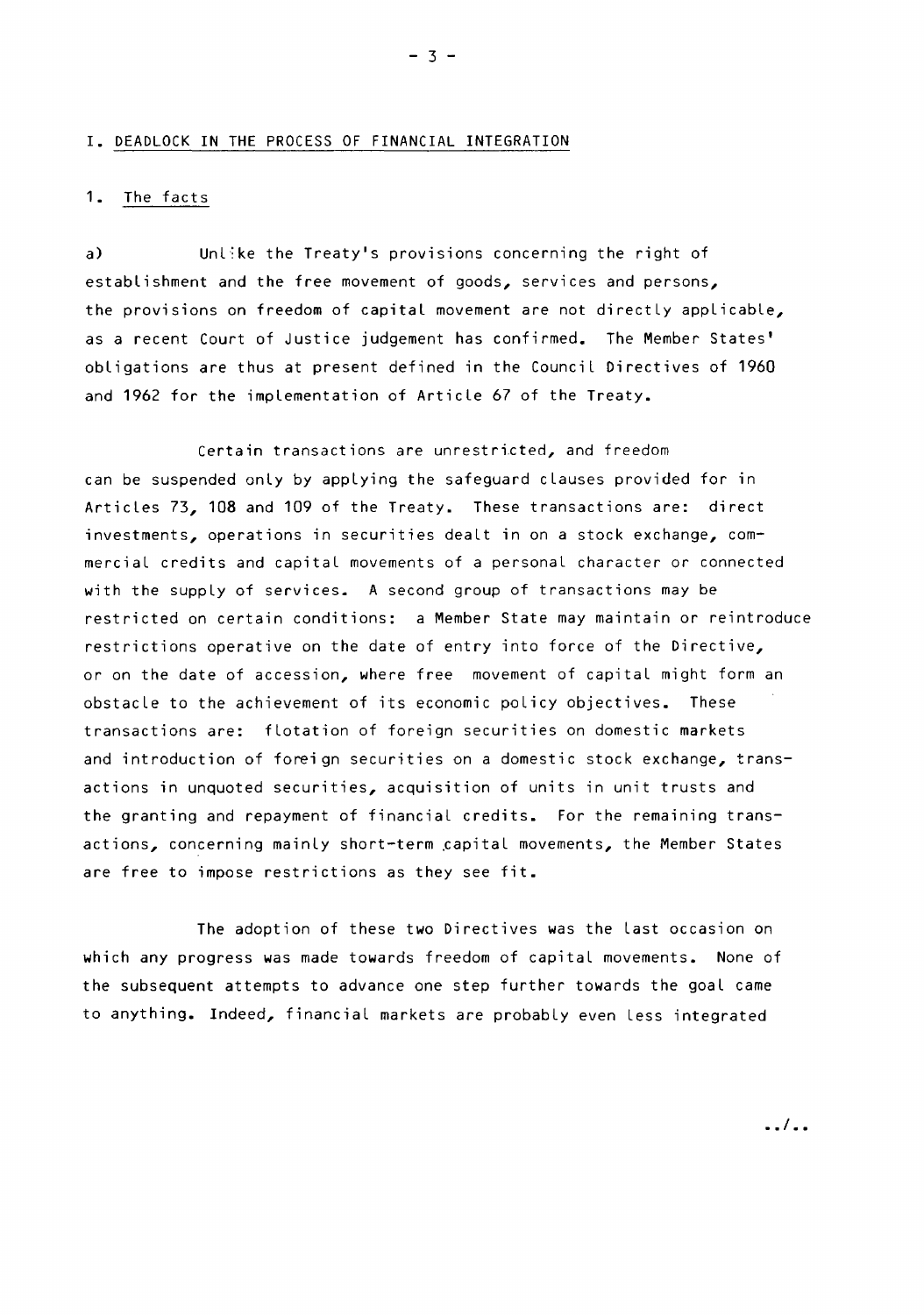## I. DEADLOCK IN THE PROCESS OF FINANCIAL INTEGRATION

### 1. The facts

a) Unlike the Treaty's provisions concerning the right of establishment and the free movement of goods, services and persons, the provisions on freedom of capital movement are not directly applicable, as a recent Court of Justice judgement has confirmed. The Member States' obligations are thus at present defined in the Council Directives of 1960 and 1962 for the implementation of Article 67 of the Treaty.

Certain transactions are unrestricted, and freedom can be suspended only by applying the safeguard clauses provided for in Articles 73, 108 and 109 of the Treaty. These transactions are: direct investments, operations in securities dealt in on a stock exchange, commercial credits and capital movements of a personal character or connected with the supply of services. A second group of transactions may be restricted on certain conditions: a Member State may maintain or reintroduce restrictions operative on the date of entry into force of the Directive, or on the date of accession, where free movement of capital might form an obstacle to the achievement of its economic policy objectives. These transactions are: flotation of foreign securities on domestic markets and introduction of foreign securities on a domestic stock exchange, transactions in unquoted securities, acquisition of units in unit trusts and the granting and repayment of financial credits. For the remaining transactions, concerning mainly short-term capital movements, the Member States are free to impose restrictions as they see fit.

The adoption of these two Directives was the last occasion on which any progress was made towards freedom of capital movements. None of the subsequent attempts to advance one step further towards the goal came to anything. Indeed, financial markets are probably even less integrated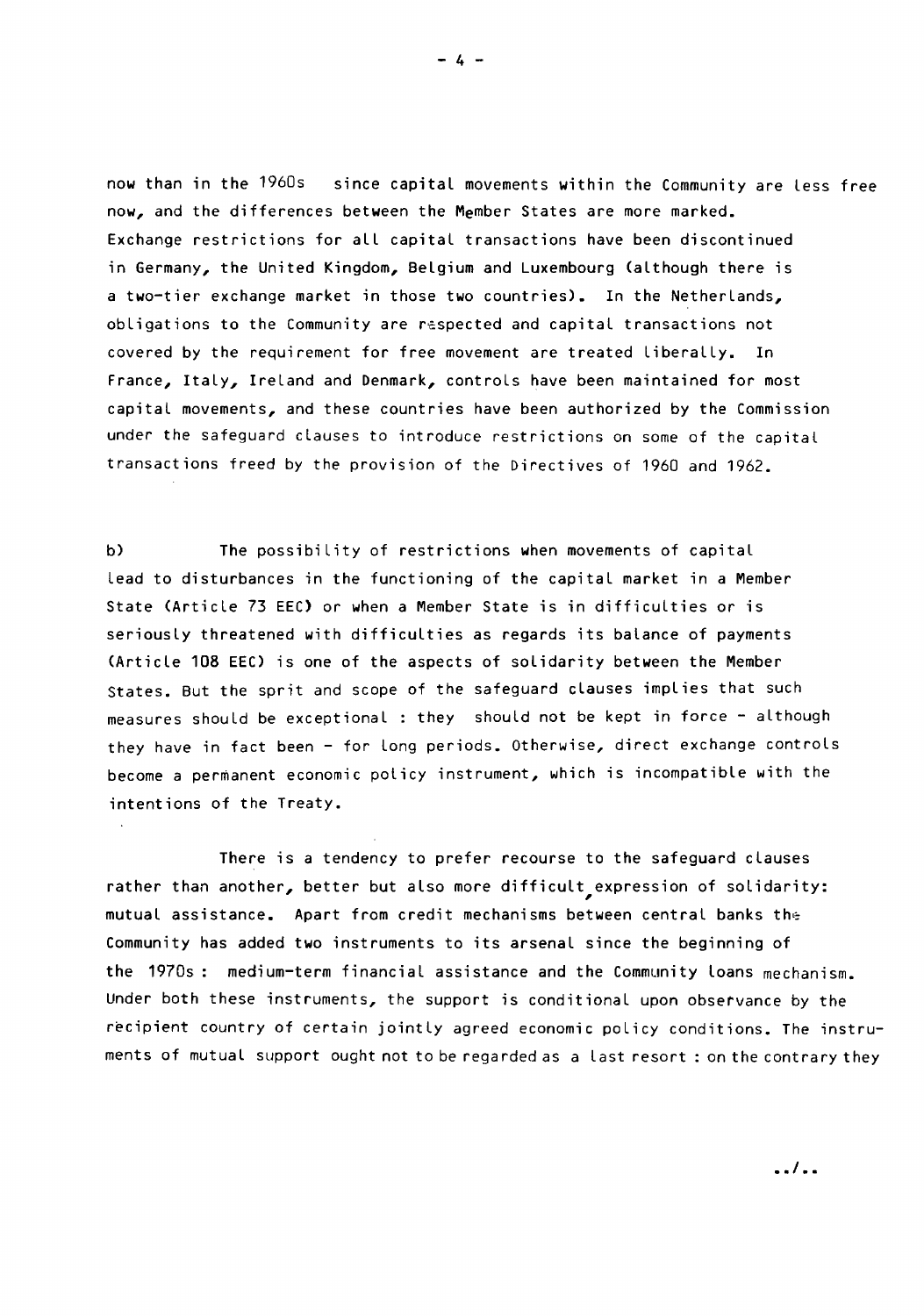now than in the 1960s since capital movements within the Community are less free now, and the differences between the Member States are more marked. Exchange restrictions for all capital transactions have been discontinued in Germany, the United Kingdom, Belgium and Luxembourg (although there is a two-tier exchange market in those two countries). In the Netherlands, obligations to the Community are respected and capital transactions not covered by the requirement for free movement are treated liberally. In France, Italy, Ireland and Denmark, controls have been maintained for most capital movements, and these countries have been authorized by the Commission under the safeguard clauses to introduce restrictions on some of the capital transactions freed by the provision of the Directives of 1960 and 1962.

b) The possibility of restrictions when movements of capital lead to disturbances in the functioning of the capital market in a Member State (Article 73 EEC) or when a Member State is in difficulties or is seriously threatened with difficulties as regards its balance of payments (Article 108 EEC) is one of the aspects of solidarity between the Member States. But the sprit and scope of the safeguard clauses implies that such measures should be exceptional : they should not be kept in force - although they have in fact been - for long periods. Otherwise, direct exchange controls become a permanent economic policy instrument, which is incompatible with the intentions of the Treaty.

There is a tendency to prefer recourse to the safeguard clauses rather than another, better but also more difficult, expression of solidarity: mutual assistance. Apart from credit mechanisms between central banks the Community has added two instruments to its arsenal since the beginning of the 1970s : medium-term financial assistance and the Community loans mechanism. Under both these instruments, the support is conditional upon observance by the recipient country of certain jointly agreed economic policy conditions. The instruments of mutual support ought not to be regarded as a last resort : on the contrary they

../..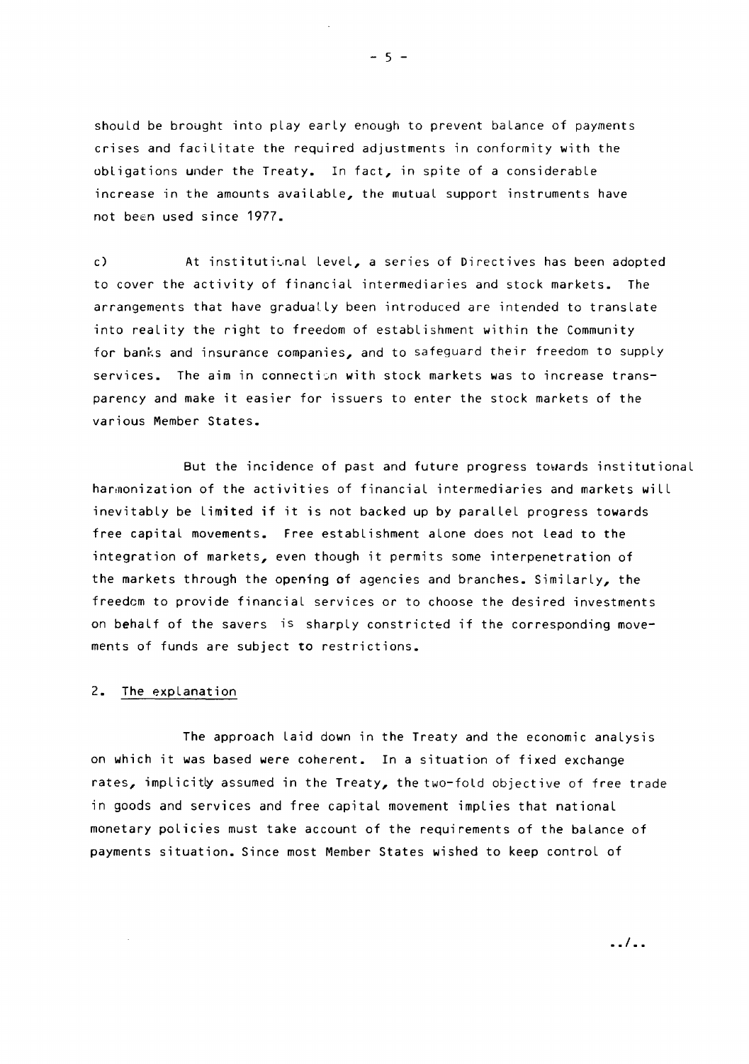should be brought into play early enough to prevent balance of payments crises and facilitate the required adjustments in conformity with the obligations under the Treaty. In fact, in spite of a considerable increase in the amounts available, the mutual support instruments have not been used since 1977.

c) At institutional level, a series of Directives has been adopted to cover the activity of financial intermediaries and stock markets. The arrangements that have gradually been introduced are intended to translate into reality the right to freedom of establishment within the Community for banks and insurance companies, and to safeguard their freedom to supply services. The aim in connection with stock markets was to increase transparency and make it easier for issuers to enter the stock markets of the various Member States.

But the incidence of past and future progress towards institutional harmonization of the activities of financial intermediaries and markets will inevitably be limited if it is not backed up by parallel progress towards free capital movements. Free establishment alone does not lead to the integration of markets, even though it permits some interpenetration of the markets through the opening of agencies and branches. Similarly, the freedom to provide financial services or to choose the desired investments on behalf of the savers is sharply constricted if the corresponding movements of funds are subject to restrictions.

## 2. The explanation

The approach laid down in the Treaty and the economic analysis on which it was based were coherent. In a situation of fixed exchange rates, implicitly assumed in the Treaty, the two-fold objective of free trade in goods and services and free capital movement implies that national monetary policies must take account of the requirements of the balance of payments situation. Since most Member States wished to keep control of

../..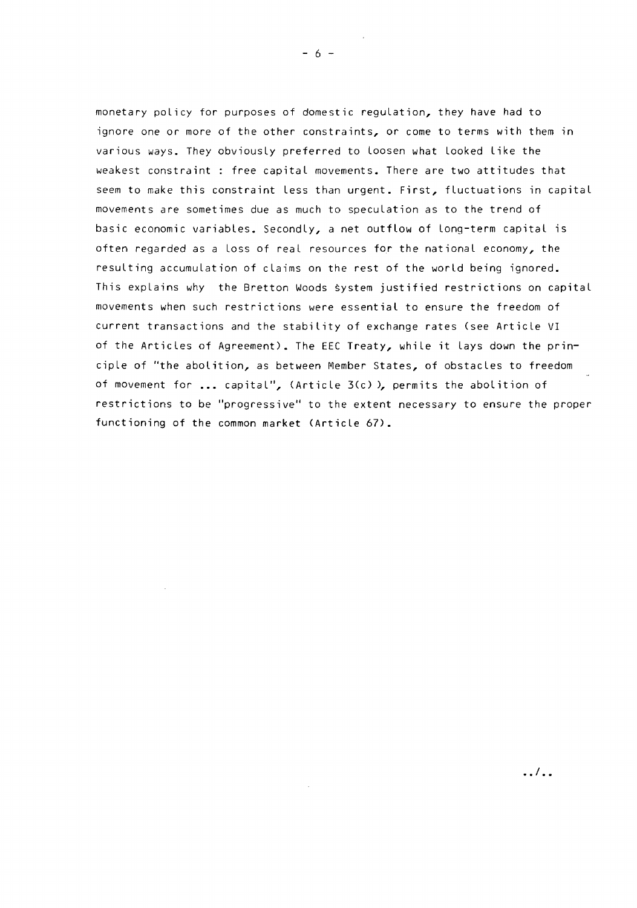monetary policy for purposes of domestic regulation, they have had to ignore one or more of the other constraints, or come to terms with them in various ways. They obviously preferred to loosen what looked like the weakest constraint : free capital movements. There are two attitudes that seem to make this constraint less than urgent. First, fluctuations in capital movements are sometimes due as much to speculation as to the trend of basic economic variables. Secondly, a net outflow of long-term capital is often regarded as a loss of real resources for the national economy, the resulting accumulation of claims on the rest of the world being ignored. This explains why the Bretton Woods System justified restrictions on capital movements when such restrictions were essential to ensure the freedom of current transactions and the stability of exchange rates (see Article VI of the Articles of Agreement). The EEC Treaty, while it lays down the principle of "the abolition, as between Member States, of obstacles to freedom of movement for ... capital", (Article 3(c) ), permits the abolition of restrictions to be "progressive" to the extent necessary to ensure the proper functioning of the common market (Article 67).

../..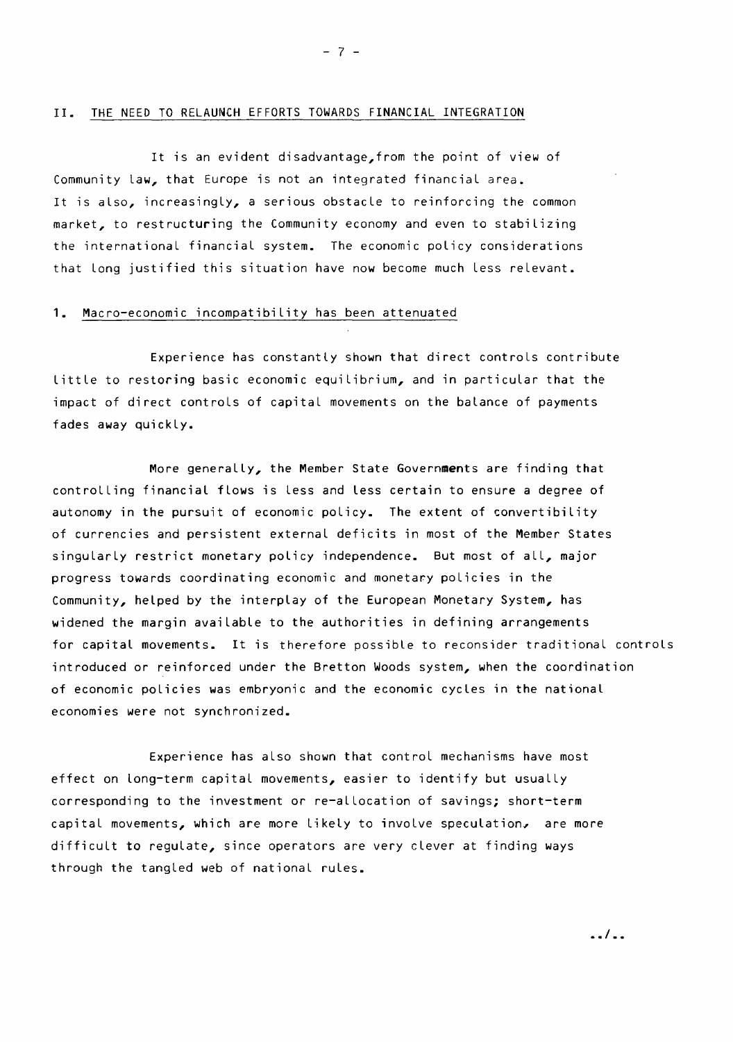## II. THE NEED TO RELAUNCH EFFORTS TOWARDS FINANCIAL INTEGRATION

It is an evident disadvantage, from the point of view of Community law, that Europe is not an integrated financial area. It is also, increasingly, a serious obstacle to reinforcing the common market, to restructuring the Community economy and even to stabilizing the international financial system. The economic policy considerations that long justified this situation have now become much less relevant.

### 1. Macro-economic incompatibility has been attenuated

Experience has constantly shown that direct controls contribute little to restoring basic economic equilibrium, and in particular that the impact of direct controls of capital movements on the balance of payments fades away quickly.

More generally, the Member State Governments are finding that controlling financial flows is less and less certain to ensure a degree of autonomy in the pursuit of economic policy. The extent of convertibility of currencies and persistent external deficits in most of the Member States singularly restrict monetary policy independence. But most of all, major progress towards coordinating economic and monetary policies in the Community, helped by the interplay of the European Monetary System, has widened the margin available to the authorities in defining arrangements for capital movements. It is therefore possible to reconsider traditional controls introduced or reinforced under the Bretton Woods system, when the coordination of economic policies was embryonic and the economic cycles in the national economies were not synchronized.

Experience has also shown that control mechanisms have most effect on long-term capital movements, easier to identify but usually corresponding to the investment or re-allocation of savings; short-term capital movements, which are more likely to involve speculation, are more difficult to regulate, since operators are very clever at finding ways through the tangled web of national rules.

../..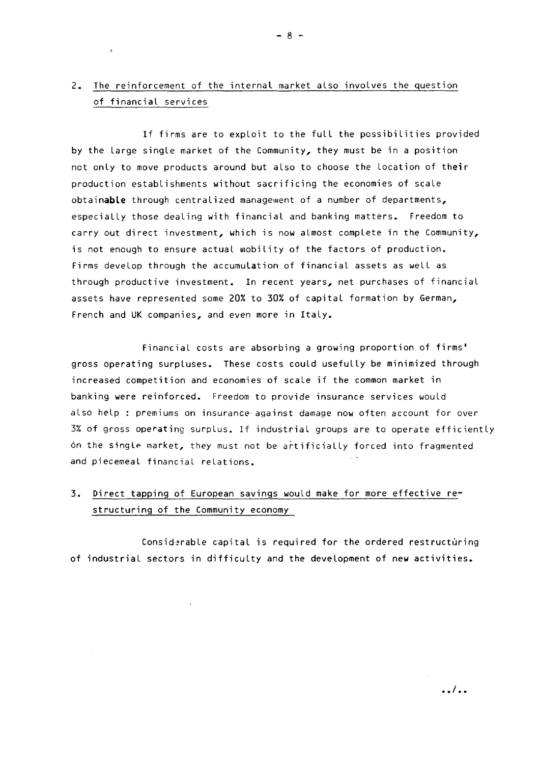## 2. The reinforcement of the internal market also involves the question of financial services

If firms are to exploit to the full the possibilities provided by the large single market of the Community, they must be in a position not only to move products around but also to choose the location of their production establishments without sacrificing the economies of scale obtainable through centralized management of a number of departments, especially those dealing with financial and banking matters. Freedom to carry out direct investment, which is now almost complete in the Community, is not enough to ensure actual mobility of the factors of production. Firms develop through the accumulation of financial assets as well as through productive investment. In recent years, net purchases of financial assets have represented some 20% to 30% of capital formation by German, French and UK companies, and even more in Italy.

Financial costs are absorbing a growing proportion of firms' gross operating surpluses. These costs could usefully be minimized through increased competition and economies of scale if the common market in banking were reinforced. Freedom to provide insurance services would also help : premiums on insurance against damage now often account for over 3% of gross operating surplus. If industrial groups are to operate efficiently on the single market, they must not be artificially forced into fragmented and piecemeal financial relations.

## 3. Direct tapping of European savings would make for more effective restructuring of the Community economy

Considerable capital is required for the ordered restructuring of industrial sectors in difficulty and the development of new activities.

../..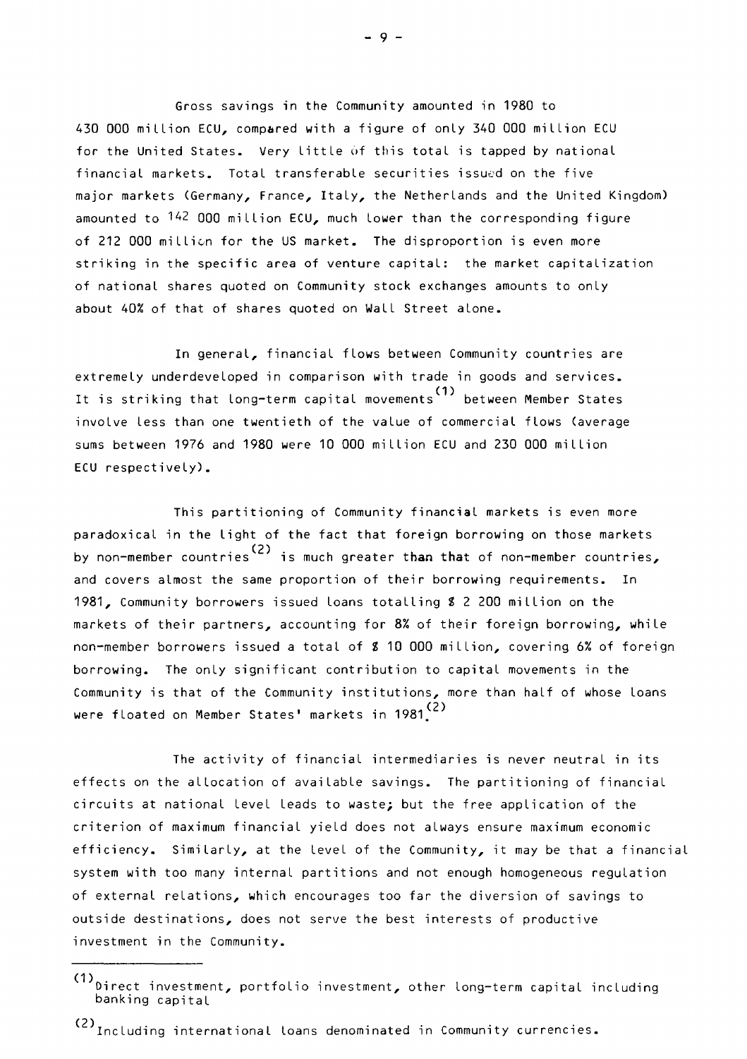Gross savings in the Community amounted in 1980 to 430 000 million ECU, compared with a figure of only 340 000 million ECU for the United States. Very little of this total is tapped by national financial markets. Total transferable securities issued on the five major markets (Germany, France, Italy, the Netherlands and the United Kingdom) amounted to 142 000 million ECU, much lower than the corresponding figure of 212 000 million for the US market. The disproportion is even more striking in the specific area of venture capital: the market capitalization of national shares quoted on Community stock exchanges amounts to only about 40% of that of shares quoted on Wall Street alone.

In general, financial flows between Community countries are extremely underdeveloped in comparison with trade in goods and services. It is striking that long-term capital movements[(1)] between Member States involve less than one twentieth of the value of commercial flows (average sums between 1976 and 1980 were 10 000 million ECU and 230 000 million ECU respectively).

This partitioning of Community financial markets is even more paradoxical in the light of the fact that foreign borrowing on those markets by non-member countries[(2)] is much greater than that of non-member countries, and covers almost the same proportion of their borrowing requirements. In 1981, Community borrowers issued loans totalling $ 2 200 million on the markets of their partners, accounting for 8% of their foreign borrowing, while non-member borrowers issued a total of $ 10 000 million, covering 6% of foreign borrowing. The only significant contribution to capital movements in the Community is that of the Community institutions, more than half of whose loans were floated on Member States' markets in 1981.[(2)]

The activity of financial intermediaries is never neutral in its effects on the allocation of available savings. The partitioning of financial circuits at national level leads to waste; but the free application of the criterion of maximum financial yield does not always ensure maximum economic efficiency. Similarly, at the level of the Community, it may be that a financial system with too many internal partitions and not enough homogeneous regulation of external relations, which encourages too far the diversion of savings to outside destinations, does not serve the best interests of productive investment in the Community.

---

[(1)] Direct investment, portfolio investment, other long-term capital including banking capital

[(2)] Including international loans denominated in Community currencies.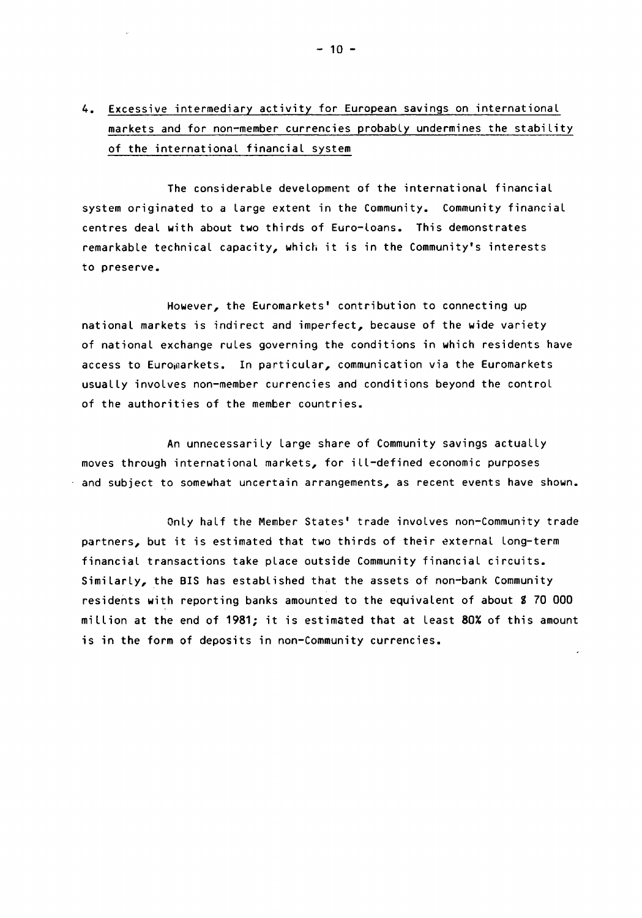4. Excessive intermediary activity for European savings on international markets and for non-member currencies probably undermines the stability of the international financial system

The considerable development of the international financial system originated to a large extent in the Community. Community financial centres deal with about two thirds of Euro-loans. This demonstrates remarkable technical capacity, which it is in the Community's interests to preserve.

However, the Euromarkets' contribution to connecting up national markets is indirect and imperfect, because of the wide variety of national exchange rules governing the conditions in which residents have access to Euromarkets. In particular, communication via the Euromarkets usually involves non-member currencies and conditions beyond the control of the authorities of the member countries.

An unnecessarily large share of Community savings actually moves through international markets, for ill-defined economic purposes and subject to somewhat uncertain arrangements, as recent events have shown.

Only half the Member States' trade involves non-Community trade partners, but it is estimated that two thirds of their external long-term financial transactions take place outside Community financial circuits. Similarly, the BIS has established that the assets of non-bank Community residents with reporting banks amounted to the equivalent of about $ 70 000 million at the end of 1981; it is estimated that at least 80% of this amount is in the form of deposits in non-Community currencies.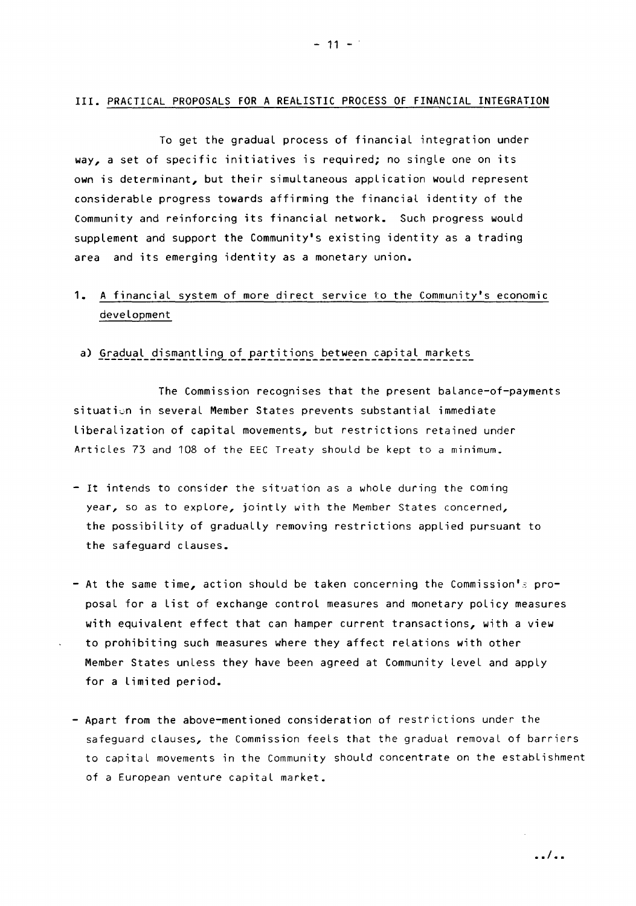## III. PRACTICAL PROPOSALS FOR A REALISTIC PROCESS OF FINANCIAL INTEGRATION

To get the gradual process of financial integration under way, a set of specific initiatives is required; no single one on its own is determinant, but their simultaneous application would represent considerable progress towards affirming the financial identity of the Community and reinforcing its financial network. Such progress would supplement and support the Community's existing identity as a trading area and its emerging identity as a monetary union.

### 1. A financial system of more direct service to the Community's economic development

#### a) Gradual dismantling of partitions between capital markets

The Commission recognises that the present balance-of-payments situation in several Member States prevents substantial immediate liberalization of capital movements, but restrictions retained under Articles 73 and 108 of the EEC Treaty should be kept to a minimum.

- It intends to consider the situation as a whole during the coming year, so as to explore, jointly with the Member States concerned, the possibility of gradually removing restrictions applied pursuant to the safeguard clauses.

- At the same time, action should be taken concerning the Commission's proposal for a list of exchange control measures and monetary policy measures with equivalent effect that can hamper current transactions, with a view to prohibiting such measures where they affect relations with other Member States unless they have been agreed at Community level and apply for a limited period.

- Apart from the above-mentioned consideration of restrictions under the safeguard clauses, the Commission feels that the gradual removal of barriers to capital movements in the Community should concentrate on the establishment of a European venture capital market.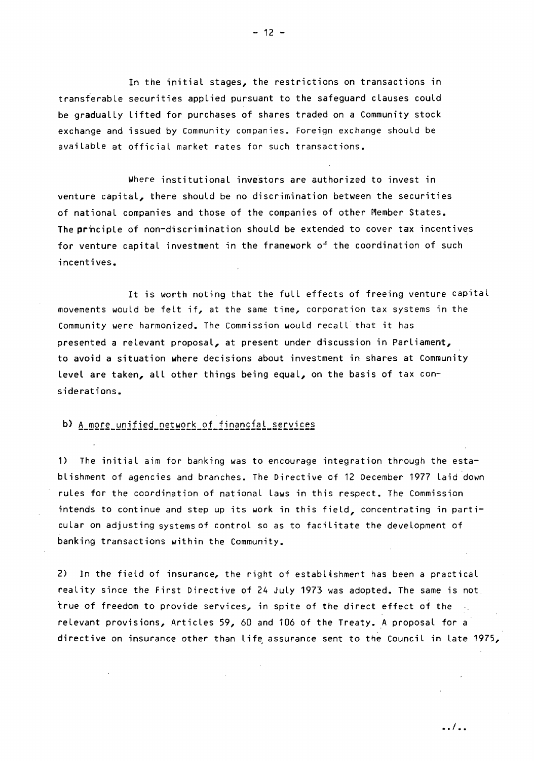In the initial stages, the restrictions on transactions in transferable securities applied pursuant to the safeguard clauses could be gradually lifted for purchases of shares traded on a Community stock exchange and issued by Community companies. Foreign exchange should be available at official market rates for such transactions.

Where institutional investors are authorized to invest in venture capital, there should be no discrimination between the securities of national companies and those of the companies of other Member States. The principle of non-discrimination should be extended to cover tax incentives for venture capital investment in the framework of the coordination of such incentives.

It is worth noting that the full effects of freeing venture capital movements would be felt if, at the same time, corporation tax systems in the Community were harmonized. The Commission would recall that it has presented a relevant proposal, at present under discussion in Parliament, to avoid a situation where decisions about investment in shares at Community level are taken, all other things being equal, on the basis of tax considerations.

b) A more unified network of financial services

1) The initial aim for banking was to encourage integration through the establishment of agencies and branches. The Directive of 12 December 1977 laid down rules for the coordination of national laws in this respect. The Commission intends to continue and step up its work in this field, concentrating in particular on adjusting systems of control so as to facilitate the development of banking transactions within the Community.

2) In the field of insurance, the right of establishment has been a practical reality since the First Directive of 24 July 1973 was adopted. The same is not true of freedom to provide services, in spite of the direct effect of the relevant provisions, Articles 59, 60 and 106 of the Treaty. A proposal for a directive on insurance other than life assurance sent to the Council in late 1975,

../..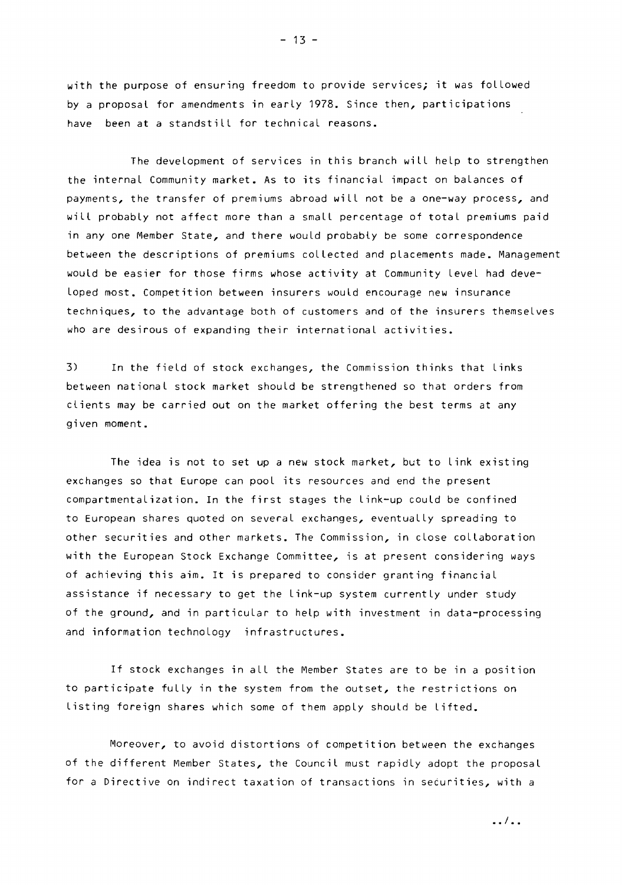with the purpose of ensuring freedom to provide services; it was followed by a proposal for amendments in early 1978. Since then, participations have been at a standstill for technical reasons.

The development of services in this branch will help to strengthen the internal Community market. As to its financial impact on balances of payments, the transfer of premiums abroad will not be a one-way process, and will probably not affect more than a small percentage of total premiums paid in any one Member State, and there would probably be some correspondence between the descriptions of premiums collected and placements made. Management would be easier for those firms whose activity at Community level had developed most. Competition between insurers would encourage new insurance techniques, to the advantage both of customers and of the insurers themselves who are desirous of expanding their international activities.

3) In the field of stock exchanges, the Commission thinks that links between national stock market should be strengthened so that orders from clients may be carried out on the market offering the best terms at any given moment.

The idea is not to set up a new stock market, but to link existing exchanges so that Europe can pool its resources and end the present compartmentalization. In the first stages the link-up could be confined to European shares quoted on several exchanges, eventually spreading to other securities and other markets. The Commission, in close collaboration with the European Stock Exchange Committee, is at present considering ways of achieving this aim. It is prepared to consider granting financial assistance if necessary to get the link-up system currently under study of the ground, and in particular to help with investment in data-processing and information technology infrastructures.

If stock exchanges in all the Member States are to be in a position to participate fully in the system from the outset, the restrictions on listing foreign shares which some of them apply should be lifted.

Moreover, to avoid distortions of competition between the exchanges of the different Member States, the Council must rapidly adopt the proposal for a Directive on indirect taxation of transactions in securities, with a

../..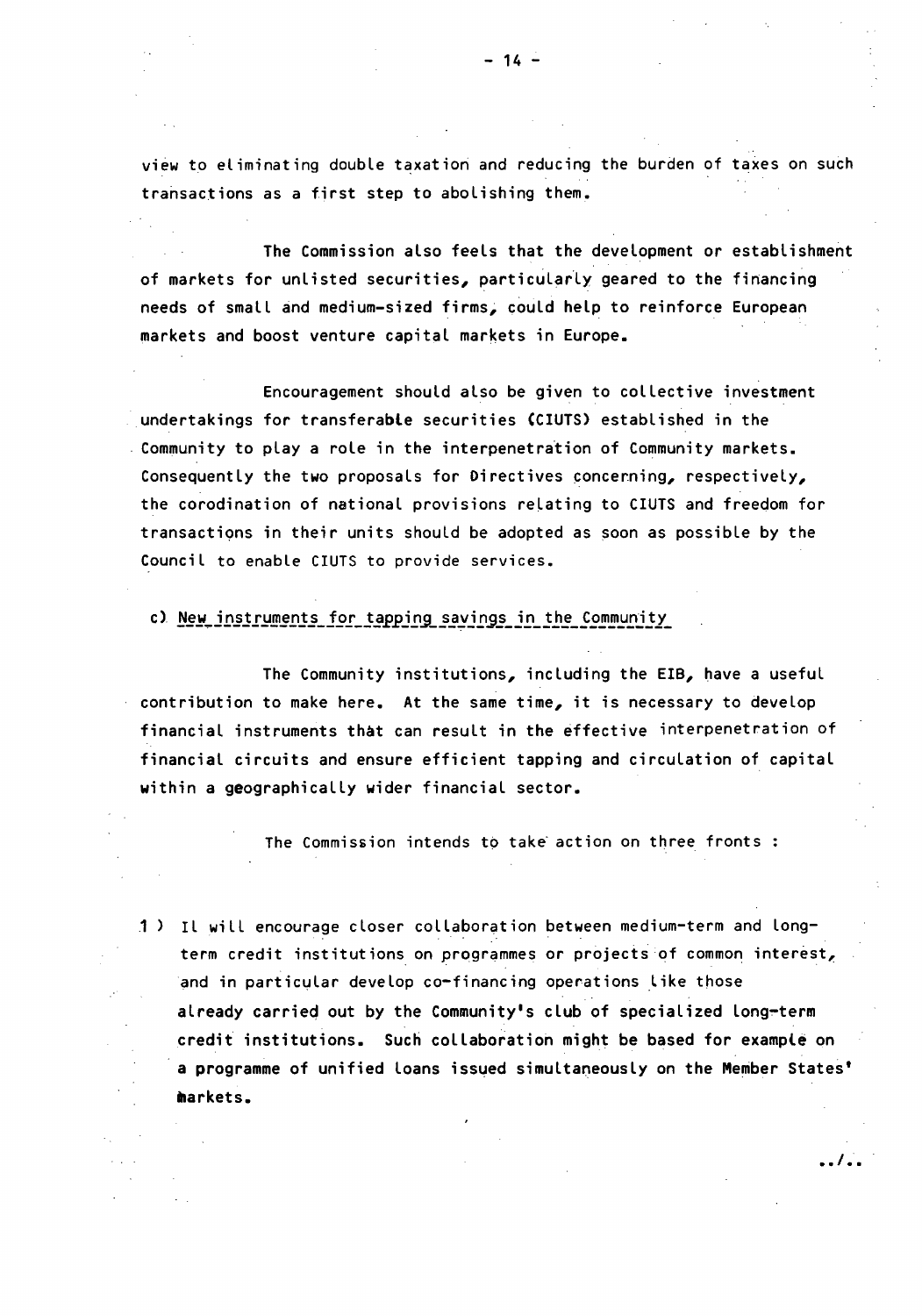view to eliminating double taxation and reducing the burden of taxes on such transactions as a first step to abolishing them.

The Commission also feels that the development or establishment of markets for unlisted securities, particularly geared to the financing needs of small and medium-sized firms, could help to reinforce European markets and boost venture capital markets in Europe.

Encouragement should also be given to collective investment undertakings for transferable securities (CIUTS) established in the Community to play a role in the interpenetration of Community markets. Consequently the two proposals for Directives concerning, respectively, the corodination of national provisions relating to CIUTS and freedom for transactions in their units should be adopted as soon as possible by the Council to enable CIUTS to provide services.

c) New instruments for tapping savings in the Community

The Community institutions, including the EIB, have a useful contribution to make here. At the same time, it is necessary to develop financial instruments that can result in the effective interpenetration of financial circuits and ensure efficient tapping and circulation of capital within a geographically wider financial sector.

The Commission intends to take action on three fronts :

1 ) It will encourage closer collaboration between medium-term and long-term credit institutions on programmes or projects of common interest, and in particular develop co-financing operations like those already carried out by the Community's club of specialized long-term credit institutions. Such collaboration might be based for example on a programme of unified loans issued simultaneously on the Member States' markets.

../..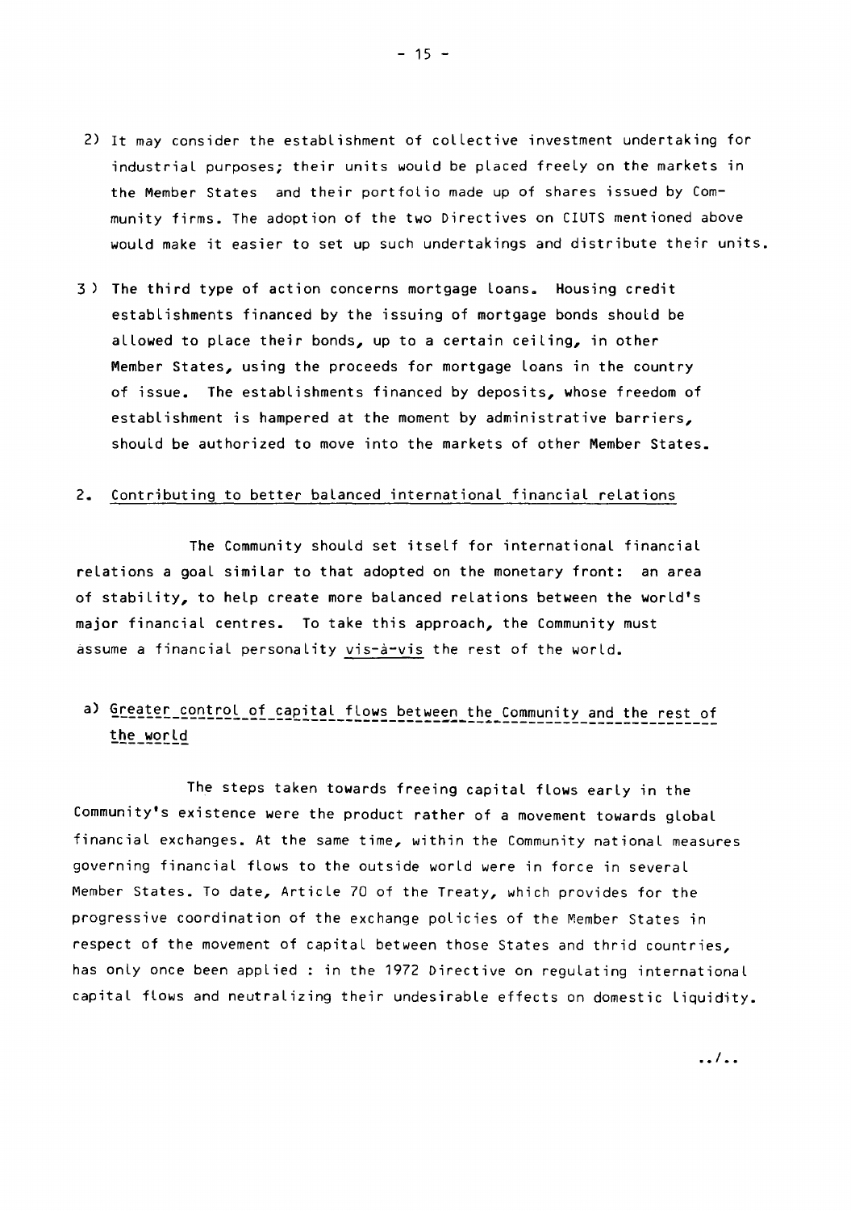2) It may consider the establishment of collective investment undertaking for industrial purposes; their units would be placed freely on the markets in the Member States and their portfolio made up of shares issued by Community firms. The adoption of the two Directives on CIUTS mentioned above would make it easier to set up such undertakings and distribute their units.

3) The third type of action concerns mortgage loans. Housing credit establishments financed by the issuing of mortgage bonds should be allowed to place their bonds, up to a certain ceiling, in other Member States, using the proceeds for mortgage loans in the country of issue. The establishments financed by deposits, whose freedom of establishment is hampered at the moment by administrative barriers, should be authorized to move into the markets of other Member States.

## 2. Contributing to better balanced international financial relations

The Community should set itself for international financial relations a goal similar to that adopted on the monetary front: an area of stability, to help create more balanced relations between the world's major financial centres. To take this approach, the Community must assume a financial personality *vis-à-vis* the rest of the world.

### a) Greater control of capital flows between the Community and the rest of the world

The steps taken towards freeing capital flows early in the Community's existence were the product rather of a movement towards global financial exchanges. At the same time, within the Community national measures governing financial flows to the outside world were in force in several Member States. To date, Article 70 of the Treaty, which provides for the progressive coordination of the exchange policies of the Member States in respect of the movement of capital between those States and thrid countries, has only once been applied : in the 1972 Directive on regulating international capital flows and neutralizing their undesirable effects on domestic liquidity.

../..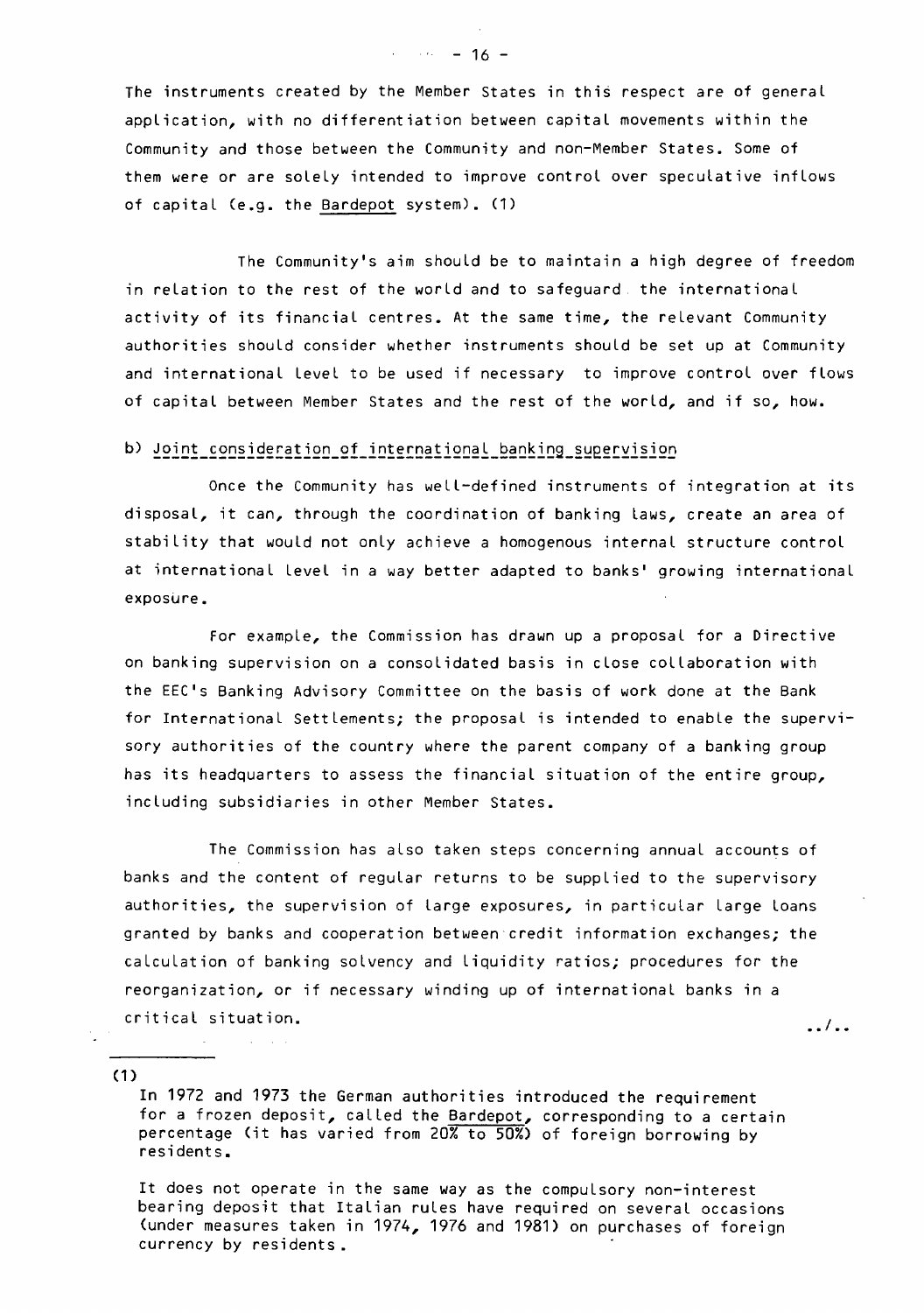The instruments created by the Member States in this respect are of general application, with no differentiation between capital movements within the Community and those between the Community and non-Member States. Some of them were or are solely intended to improve control over speculative inflows of capital (e.g. the Bardepot system). (1)

The Community's aim should be to maintain a high degree of freedom in relation to the rest of the world and to safeguard the international activity of its financial centres. At the same time, the relevant Community authorities should consider whether instruments should be set up at Community and international level to be used if necessary to improve control over flows of capital between Member States and the rest of the world, and if so, how.

b) Joint consideration of international banking supervision

Once the Community has well-defined instruments of integration at its disposal, it can, through the coordination of banking laws, create an area of stability that would not only achieve a homogenous internal structure control at international level in a way better adapted to banks' growing international exposure.

For example, the Commission has drawn up a proposal for a Directive on banking supervision on a consolidated basis in close collaboration with the EEC's Banking Advisory Committee on the basis of work done at the Bank for International Settlements; the proposal is intended to enable the supervisory authorities of the country where the parent company of a banking group has its headquarters to assess the financial situation of the entire group, including subsidiaries in other Member States.

The Commission has also taken steps concerning annual accounts of banks and the content of regular returns to be supplied to the supervisory authorities, the supervision of large exposures, in particular large loans granted by banks and cooperation between credit information exchanges; the calculation of banking solvency and liquidity ratios; procedures for the reorganization, or if necessary winding up of international banks in a critical situation.

../..

---

(1)

In 1972 and 1973 the German authorities introduced the requirement for a frozen deposit, called the Bardepot, corresponding to a certain percentage (it has varied from 20% to 50%) of foreign borrowing by residents.

It does not operate in the same way as the compulsory non-interest bearing deposit that Italian rules have required on several occasions (under measures taken in 1974, 1976 and 1981) on purchases of foreign currency by residents.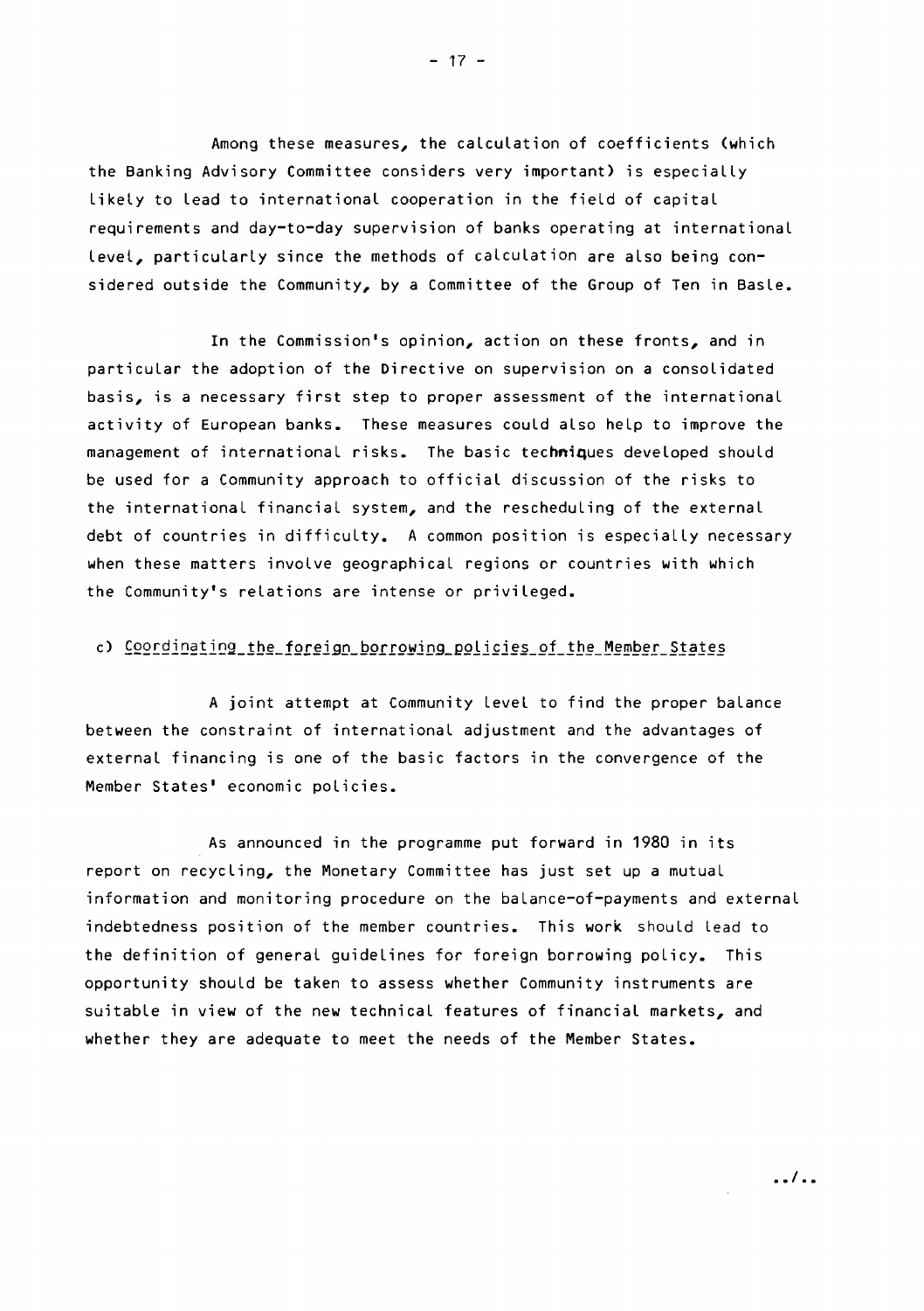Among these measures, the calculation of coefficients (which the Banking Advisory Committee considers very important) is especially likely to lead to international cooperation in the field of capital requirements and day-to-day supervision of banks operating at international level, particularly since the methods of calculation are also being considered outside the Community, by a Committee of the Group of Ten in Basle.

In the Commission's opinion, action on these fronts, and in particular the adoption of the Directive on supervision on a consolidated basis, is a necessary first step to proper assessment of the international activity of European banks. These measures could also help to improve the management of international risks. The basic techniques developed should be used for a Community approach to official discussion of the risks to the international financial system, and the rescheduling of the external debt of countries in difficulty. A common position is especially necessary when these matters involve geographical regions or countries with which the Community's relations are intense or privileged.

c) Coordinating the foreign borrowing policies of the Member States

A joint attempt at Community level to find the proper balance between the constraint of international adjustment and the advantages of external financing is one of the basic factors in the convergence of the Member States' economic policies.

As announced in the programme put forward in 1980 in its report on recycling, the Monetary Committee has just set up a mutual information and monitoring procedure on the balance-of-payments and external indebtedness position of the member countries. This work should lead to the definition of general guidelines for foreign borrowing policy. This opportunity should be taken to assess whether Community instruments are suitable in view of the new technical features of financial markets, and whether they are adequate to meet the needs of the Member States.

../..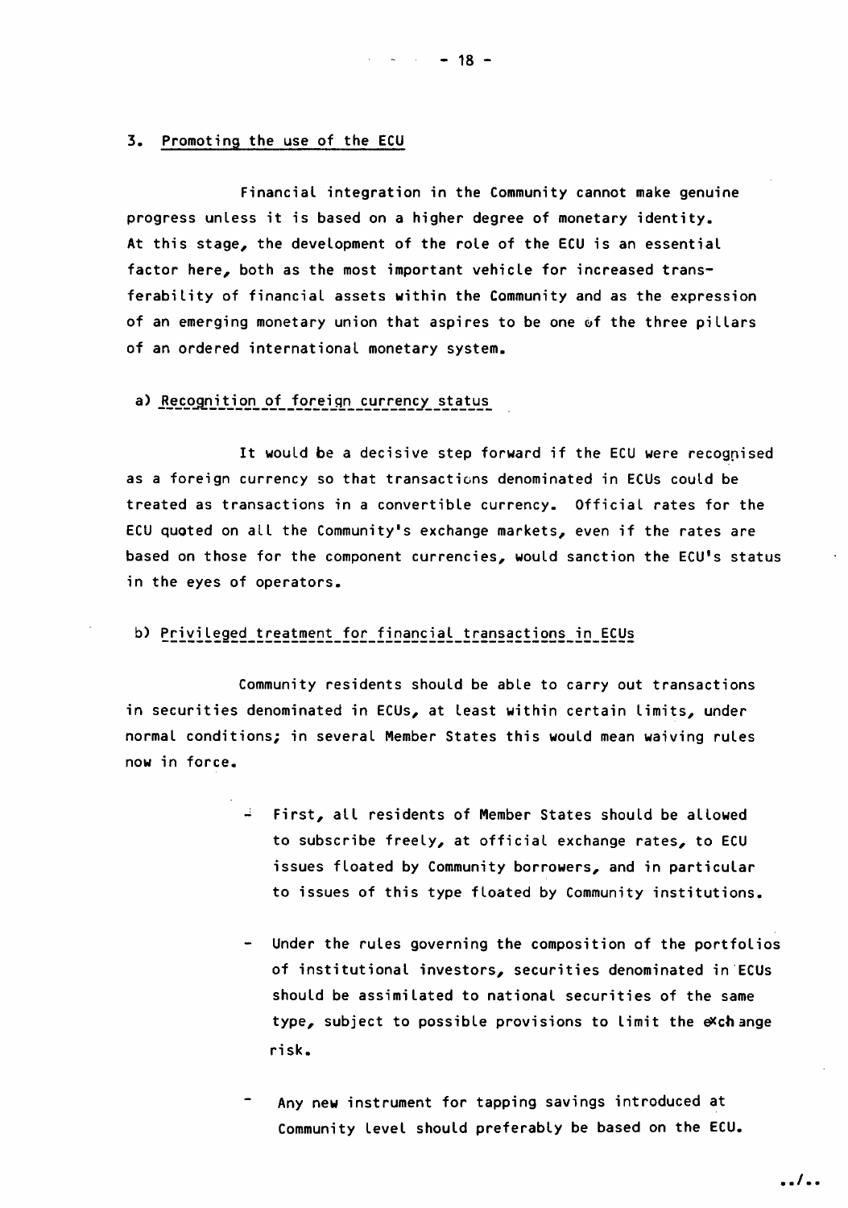### 3. Promoting the use of the ECU

Financial integration in the Community cannot make genuine progress unless it is based on a higher degree of monetary identity. At this stage, the development of the role of the ECU is an essential factor here, both as the most important vehicle for increased transferability of financial assets within the Community and as the expression of an emerging monetary union that aspires to be one of the three pillars of an ordered international monetary system.

#### a) Recognition of foreign currency status

It would be a decisive step forward if the ECU were recognised as a foreign currency so that transactions denominated in ECUs could be treated as transactions in a convertible currency. Official rates for the ECU quoted on all the Community's exchange markets, even if the rates are based on those for the component currencies, would sanction the ECU's status in the eyes of operators.

#### b) Privileged treatment for financial transactions in ECUs

Community residents should be able to carry out transactions in securities denominated in ECUs, at least within certain limits, under normal conditions; in several Member States this would mean waiving rules now in force.

- First, all residents of Member States should be allowed to subscribe freely, at official exchange rates, to ECU issues floated by Community borrowers, and in particular to issues of this type floated by Community institutions.

- Under the rules governing the composition of the portfolios of institutional investors, securities denominated in ECUs should be assimilated to national securities of the same type, subject to possible provisions to limit the exchange risk.

- Any new instrument for tapping savings introduced at Community level should preferably be based on the ECU.

../..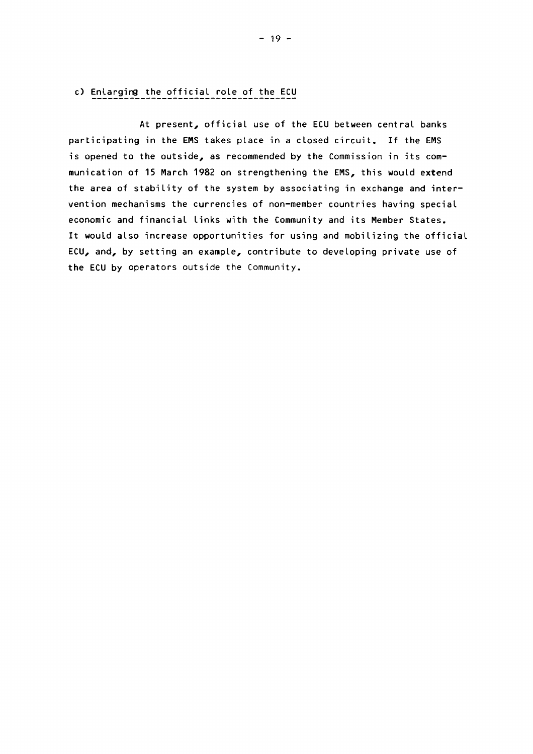c) Enlarging the official role of the ECU

At present, official use of the ECU between central banks participating in the EMS takes place in a closed circuit. If the EMS is opened to the outside, as recommended by the Commission in its communication of 15 March 1982 on strengthening the EMS, this would extend the area of stability of the system by associating in exchange and intervention mechanisms the currencies of non-member countries having special economic and financial links with the Community and its Member States. It would also increase opportunities for using and mobilizing the official ECU, and, by setting an example, contribute to developing private use of the ECU by operators outside the Community.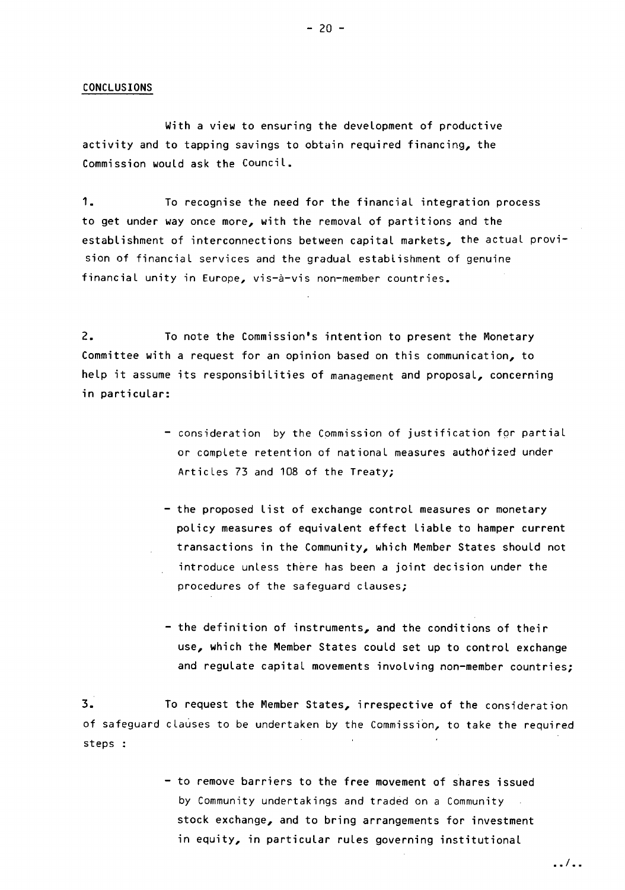## CONCLUSIONS

With a view to ensuring the development of productive activity and to tapping savings to obtain required financing, the Commission would ask the Council.

1. To recognise the need for the financial integration process to get under way once more, with the removal of partitions and the establishment of interconnections between capital markets, the actual provision of financial services and the gradual establishment of genuine financial unity in Europe, vis-à-vis non-member countries.

2. To note the Commission's intention to present the Monetary Committee with a request for an opinion based on this communication, to help it assume its responsibilities of management and proposal, concerning in particular:

   - consideration by the Commission of justification for partial or complete retention of national measures authorized under Articles 73 and 108 of the Treaty;

   - the proposed list of exchange control measures or monetary policy measures of equivalent effect liable to hamper current transactions in the Community, which Member States should not introduce unless there has been a joint decision under the procedures of the safeguard clauses;

   - the definition of instruments, and the conditions of their use, which the Member States could set up to control exchange and regulate capital movements involving non-member countries;

3. To request the Member States, irrespective of the consideration of safeguard clauses to be undertaken by the Commission, to take the required steps :

   - to remove barriers to the free movement of shares issued by Community undertakings and traded on a Community stock exchange, and to bring arrangements for investment in equity, in particular rules governing institutional

../..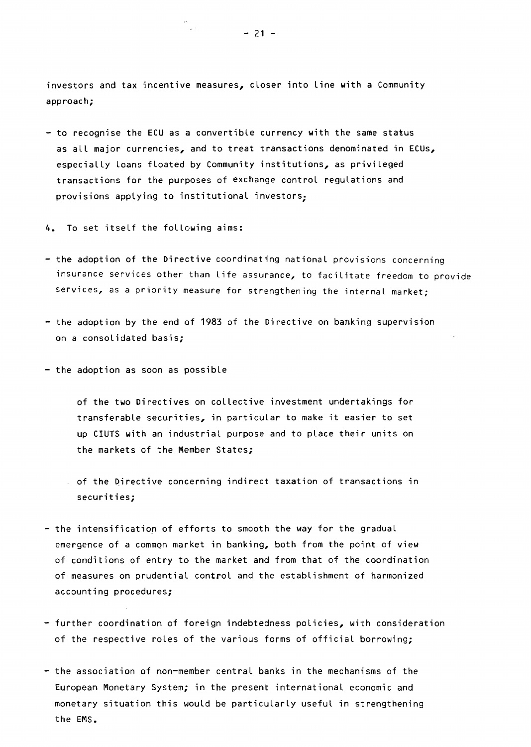investors and tax incentive measures, closer into line with a Community approach;

- to recognise the ECU as a convertible currency with the same status as all major currencies, and to treat transactions denominated in ECUs, especially loans floated by Community institutions, as privileged transactions for the purposes of exchange control regulations and provisions applying to institutional investors;

4. To set itself the following aims:

- the adoption of the Directive coordinating national provisions concerning insurance services other than life assurance, to facilitate freedom to provide services, as a priority measure for strengthening the internal market;

- the adoption by the end of 1983 of the Directive on banking supervision on a consolidated basis;

- the adoption as soon as possible

  . of the two Directives on collective investment undertakings for transferable securities, in particular to make it easier to set up CIUTS with an industrial purpose and to place their units on the markets of the Member States;

  . of the Directive concerning indirect taxation of transactions in securities;

- the intensification of efforts to smooth the way for the gradual emergence of a common market in banking, both from the point of view of conditions of entry to the market and from that of the coordination of measures on prudential control and the establishment of harmonized accounting procedures;

- further coordination of foreign indebtedness policies, with consideration of the respective roles of the various forms of official borrowing;

- the association of non-member central banks in the mechanisms of the European Monetary System; in the present international economic and monetary situation this would be particularly useful in strengthening the EMS.